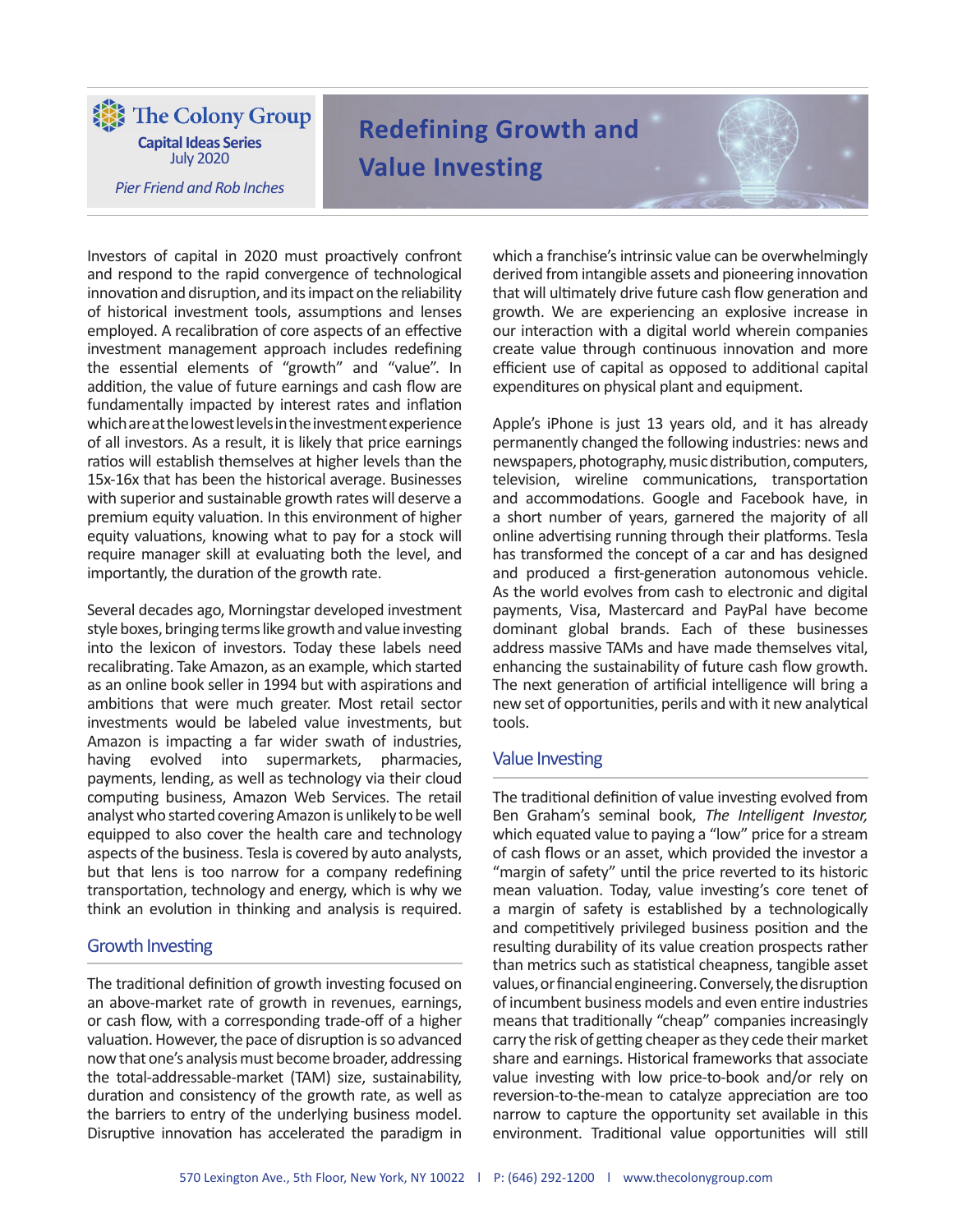The Colony Group

**Capital Ideas Series**
July 2020

*Pier Friend and Rob Inches*

# Redefining Growth and Value Investing

Investors of capital in 2020 must proactively confront and respond to the rapid convergence of technological innovation and disruption, and its impact on the reliability of historical investment tools, assumptions and lenses employed. A recalibration of core aspects of an effective investment management approach includes redefining the essential elements of "growth" and "value". In addition, the value of future earnings and cash flow are fundamentally impacted by interest rates and inflation which are at the lowest levels in the investment experience of all investors. As a result, it is likely that price earnings ratios will establish themselves at higher levels than the 15x-16x that has been the historical average. Businesses with superior and sustainable growth rates will deserve a premium equity valuation. In this environment of higher equity valuations, knowing what to pay for a stock will require manager skill at evaluating both the level, and importantly, the duration of the growth rate.

Several decades ago, Morningstar developed investment style boxes, bringing terms like growth and value investing into the lexicon of investors. Today these labels need recalibrating. Take Amazon, as an example, which started as an online book seller in 1994 but with aspirations and ambitions that were much greater. Most retail sector investments would be labeled value investments, but Amazon is impacting a far wider swath of industries, having evolved into supermarkets, pharmacies, payments, lending, as well as technology via their cloud computing business, Amazon Web Services. The retail analyst who started covering Amazon is unlikely to be well equipped to also cover the health care and technology aspects of the business. Tesla is covered by auto analysts, but that lens is too narrow for a company redefining transportation, technology and energy, which is why we think an evolution in thinking and analysis is required.

## Growth Investing

The traditional definition of growth investing focused on an above-market rate of growth in revenues, earnings, or cash flow, with a corresponding trade-off of a higher valuation. However, the pace of disruption is so advanced now that one's analysis must become broader, addressing the total-addressable-market (TAM) size, sustainability, duration and consistency of the growth rate, as well as the barriers to entry of the underlying business model. Disruptive innovation has accelerated the paradigm in which a franchise's intrinsic value can be overwhelmingly derived from intangible assets and pioneering innovation that will ultimately drive future cash flow generation and growth. We are experiencing an explosive increase in our interaction with a digital world wherein companies create value through continuous innovation and more efficient use of capital as opposed to additional capital expenditures on physical plant and equipment.

Apple's iPhone is just 13 years old, and it has already permanently changed the following industries: news and newspapers, photography, music distribution, computers, television, wireline communications, transportation and accommodations. Google and Facebook have, in a short number of years, garnered the majority of all online advertising running through their platforms. Tesla has transformed the concept of a car and has designed and produced a first-generation autonomous vehicle. As the world evolves from cash to electronic and digital payments, Visa, Mastercard and PayPal have become dominant global brands. Each of these businesses address massive TAMs and have made themselves vital, enhancing the sustainability of future cash flow growth. The next generation of artificial intelligence will bring a new set of opportunities, perils and with it new analytical tools.

## Value Investing

The traditional definition of value investing evolved from Ben Graham's seminal book, *The Intelligent Investor,* which equated value to paying a "low" price for a stream of cash flows or an asset, which provided the investor a "margin of safety" until the price reverted to its historic mean valuation. Today, value investing's core tenet of a margin of safety is established by a technologically and competitively privileged business position and the resulting durability of its value creation prospects rather than metrics such as statistical cheapness, tangible asset values, or financial engineering. Conversely, the disruption of incumbent business models and even entire industries means that traditionally "cheap" companies increasingly carry the risk of getting cheaper as they cede their market share and earnings. Historical frameworks that associate value investing with low price-to-book and/or rely on reversion-to-the-mean to catalyze appreciation are too narrow to capture the opportunity set available in this environment. Traditional value opportunities will still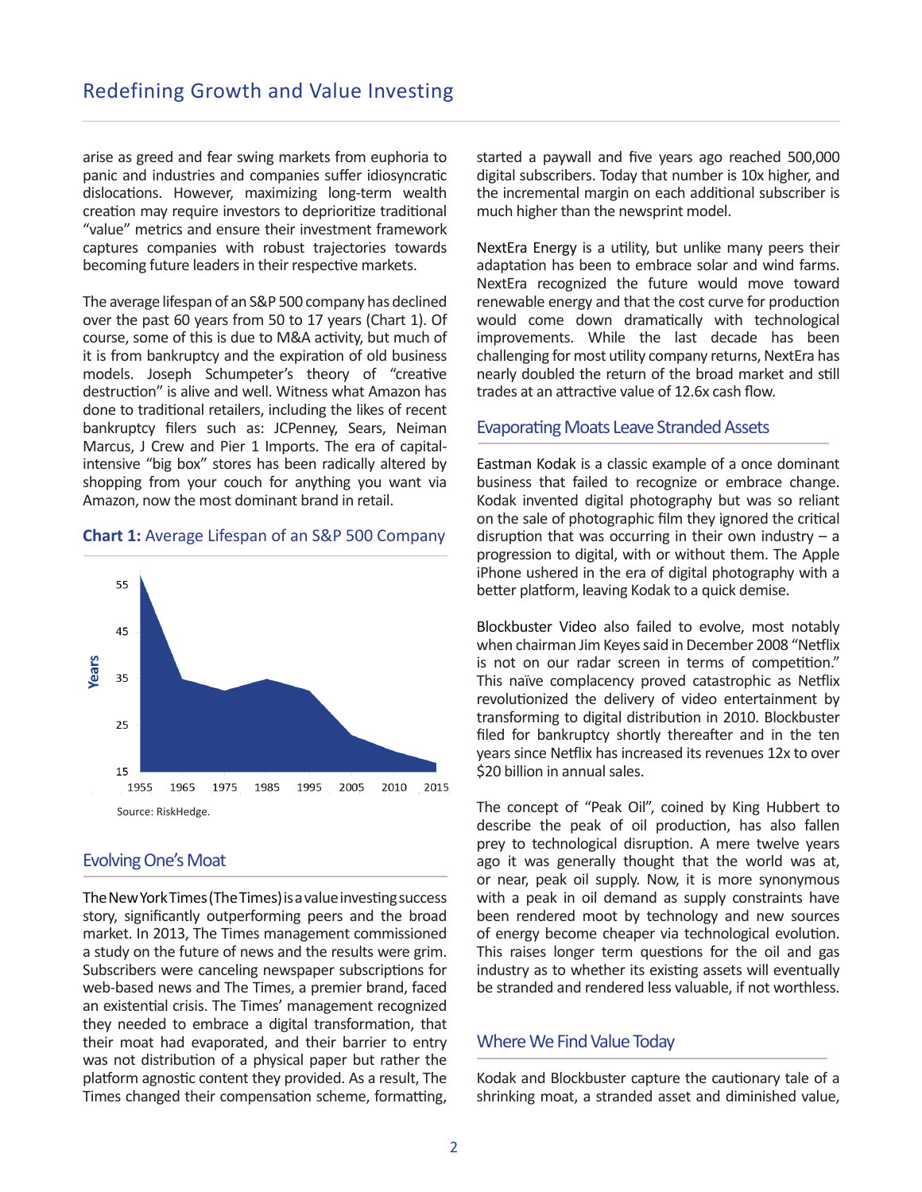arise as greed and fear swing markets from euphoria to panic and industries and companies suffer idiosyncratic dislocations. However, maximizing long-term wealth creation may require investors to deprioritize traditional "value" metrics and ensure their investment framework captures companies with robust trajectories towards becoming future leaders in their respective markets.

The average lifespan of an S&P 500 company has declined over the past 60 years from 50 to 17 years (Chart 1). Of course, some of this is due to M&A activity, but much of it is from bankruptcy and the expiration of old business models. Joseph Schumpeter's theory of "creative destruction" is alive and well. Witness what Amazon has done to traditional retailers, including the likes of recent bankruptcy filers such as: JCPenney, Sears, Neiman Marcus, J Crew and Pier 1 Imports. The era of capital-intensive "big box" stores has been radically altered by shopping from your couch for anything you want via Amazon, now the most dominant brand in retail.

**Chart 1:** Average Lifespan of an S&P 500 Company

Source: RiskHedge.

## Evolving One's Moat

The New York Times (The Times) is a value investing success story, significantly outperforming peers and the broad market. In 2013, The Times management commissioned a study on the future of news and the results were grim. Subscribers were canceling newspaper subscriptions for web-based news and The Times, a premier brand, faced an existential crisis. The Times' management recognized they needed to embrace a digital transformation, that their moat had evaporated, and their barrier to entry was not distribution of a physical paper but rather the platform agnostic content they provided. As a result, The Times changed their compensation scheme, formatting, started a paywall and five years ago reached 500,000 digital subscribers. Today that number is 10x higher, and the incremental margin on each additional subscriber is much higher than the newsprint model.

NextEra Energy is a utility, but unlike many peers their adaptation has been to embrace solar and wind farms. NextEra recognized the future would move toward renewable energy and that the cost curve for production would come down dramatically with technological improvements. While the last decade has been challenging for most utility company returns, NextEra has nearly doubled the return of the broad market and still trades at an attractive value of 12.6x cash flow.

## Evaporating Moats Leave Stranded Assets

Eastman Kodak is a classic example of a once dominant business that failed to recognize or embrace change. Kodak invented digital photography but was so reliant on the sale of photographic film they ignored the critical disruption that was occurring in their own industry – a progression to digital, with or without them. The Apple iPhone ushered in the era of digital photography with a better platform, leaving Kodak to a quick demise.

Blockbuster Video also failed to evolve, most notably when chairman Jim Keyes said in December 2008 "Netflix is not on our radar screen in terms of competition." This naïve complacency proved catastrophic as Netflix revolutionized the delivery of video entertainment by transforming to digital distribution in 2010. Blockbuster filed for bankruptcy shortly thereafter and in the ten years since Netflix has increased its revenues 12x to over $20 billion in annual sales.

The concept of "Peak Oil", coined by King Hubbert to describe the peak of oil production, has also fallen prey to technological disruption. A mere twelve years ago it was generally thought that the world was at, or near, peak oil supply. Now, it is more synonymous with a peak in oil demand as supply constraints have been rendered moot by technology and new sources of energy become cheaper via technological evolution. This raises longer term questions for the oil and gas industry as to whether its existing assets will eventually be stranded and rendered less valuable, if not worthless.

## Where We Find Value Today

Kodak and Blockbuster capture the cautionary tale of a shrinking moat, a stranded asset and diminished value,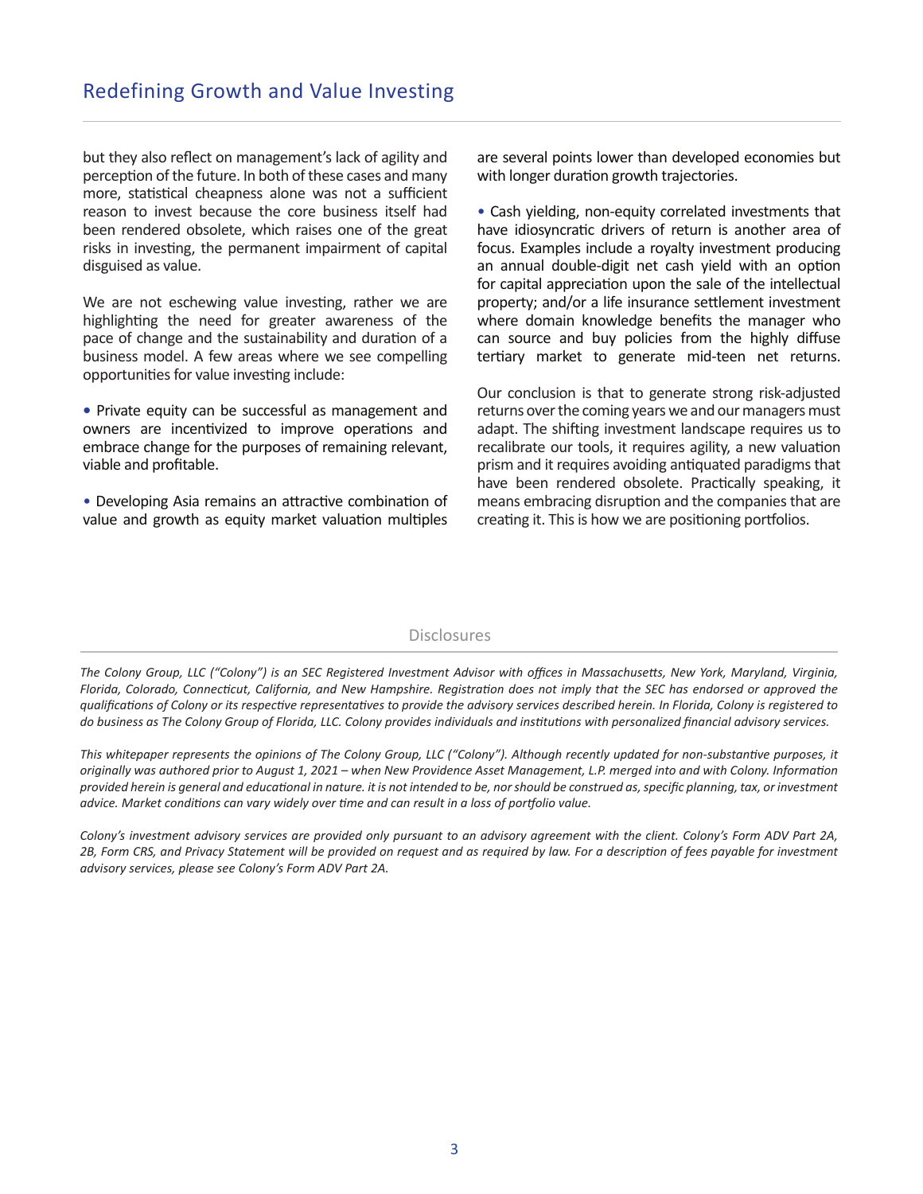but they also reflect on management's lack of agility and perception of the future. In both of these cases and many more, statistical cheapness alone was not a sufficient reason to invest because the core business itself had been rendered obsolete, which raises one of the great risks in investing, the permanent impairment of capital disguised as value.

We are not eschewing value investing, rather we are highlighting the need for greater awareness of the pace of change and the sustainability and duration of a business model. A few areas where we see compelling opportunities for value investing include:

- Private equity can be successful as management and owners are incentivized to improve operations and embrace change for the purposes of remaining relevant, viable and profitable.

- Developing Asia remains an attractive combination of value and growth as equity market valuation multiples are several points lower than developed economies but with longer duration growth trajectories.

- Cash yielding, non-equity correlated investments that have idiosyncratic drivers of return is another area of focus. Examples include a royalty investment producing an annual double-digit net cash yield with an option for capital appreciation upon the sale of the intellectual property; and/or a life insurance settlement investment where domain knowledge benefits the manager who can source and buy policies from the highly diffuse tertiary market to generate mid-teen net returns.

Our conclusion is that to generate strong risk-adjusted returns over the coming years we and our managers must adapt. The shifting investment landscape requires us to recalibrate our tools, it requires agility, a new valuation prism and it requires avoiding antiquated paradigms that have been rendered obsolete. Practically speaking, it means embracing disruption and the companies that are creating it. This is how we are positioning portfolios.

## Disclosures

*The Colony Group, LLC ("Colony") is an SEC Registered Investment Advisor with offices in Massachusetts, New York, Maryland, Virginia, Florida, Colorado, Connecticut, California, and New Hampshire. Registration does not imply that the SEC has endorsed or approved the qualifications of Colony or its respective representatives to provide the advisory services described herein. In Florida, Colony is registered to do business as The Colony Group of Florida, LLC. Colony provides individuals and institutions with personalized financial advisory services.*

*This whitepaper represents the opinions of The Colony Group, LLC ("Colony"). Although recently updated for non-substantive purposes, it originally was authored prior to August 1, 2021 – when New Providence Asset Management, L.P. merged into and with Colony. Information provided herein is general and educational in nature. it is not intended to be, nor should be construed as, specific planning, tax, or investment advice. Market conditions can vary widely over time and can result in a loss of portfolio value.*

*Colony's investment advisory services are provided only pursuant to an advisory agreement with the client. Colony's Form ADV Part 2A, 2B, Form CRS, and Privacy Statement will be provided on request and as required by law. For a description of fees payable for investment advisory services, please see Colony's Form ADV Part 2A.*